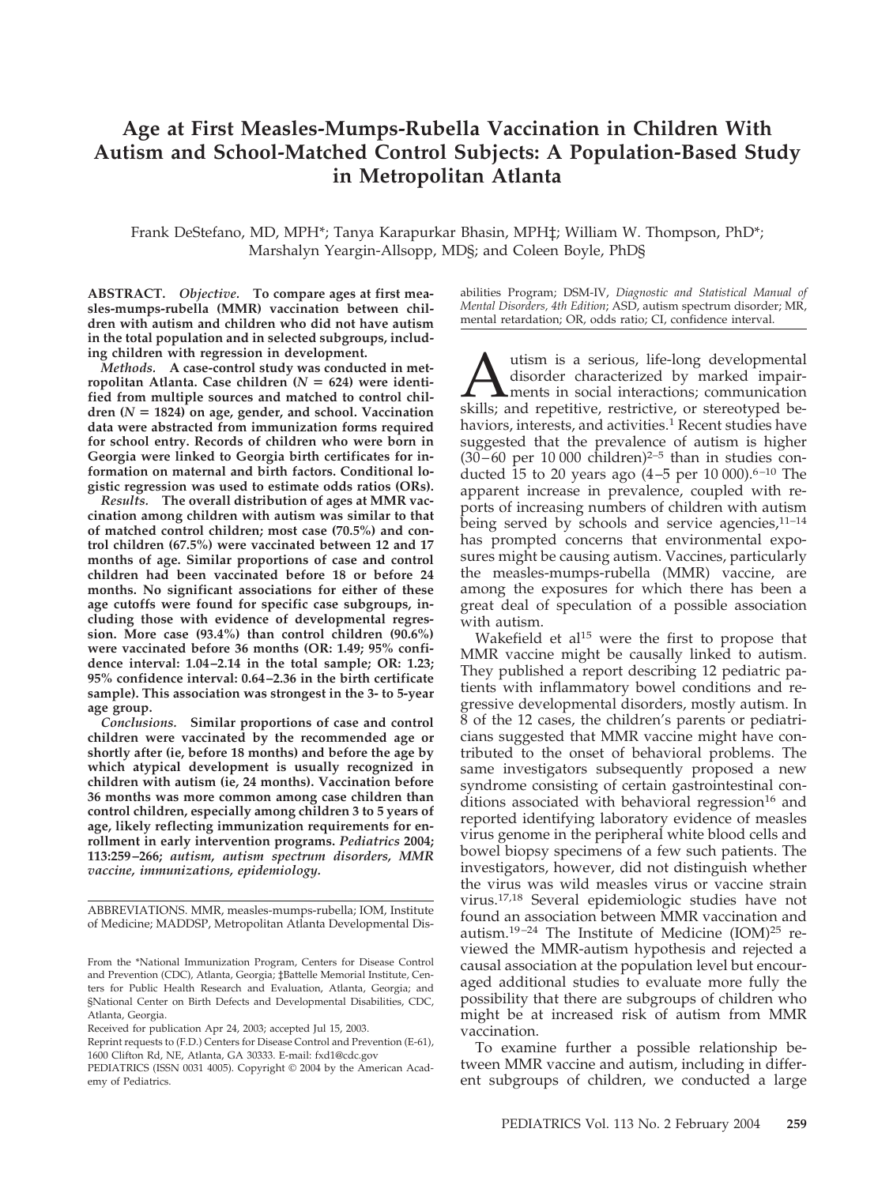# Age at First Measles-Mumps-Rubella Vaccination in Children With Autism and School-Matched Control Subjects: A Population-Based Study in Metropolitan Atlanta

Frank DeStefano, MD, MPH*; Tanya Karapurkar Bhasin, MPH‡; William W. Thompson, PhD*; Marshalyn Yeargin-Allsopp, MD§; and Coleen Boyle, PhD§

**ABSTRACT.** ***Objective.*** **To compare ages at first measles-mumps-rubella (MMR) vaccination between children with autism and children who did not have autism in the total population and in selected subgroups, including children with regression in development.**

***Methods.*** **A case-control study was conducted in metropolitan Atlanta. Case children ($N = 624$) were identified from multiple sources and matched to control children ($N = 1824$) on age, gender, and school. Vaccination data were abstracted from immunization forms required for school entry. Records of children who were born in Georgia were linked to Georgia birth certificates for information on maternal and birth factors. Conditional logistic regression was used to estimate odds ratios (ORs).**

***Results.*** **The overall distribution of ages at MMR vaccination among children with autism was similar to that of matched control children; most case (70.5%) and control children (67.5%) were vaccinated between 12 and 17 months of age. Similar proportions of case and control children had been vaccinated before 18 or before 24 months. No significant associations for either of these age cutoffs were found for specific case subgroups, including those with evidence of developmental regression. More case (93.4%) than control children (90.6%) were vaccinated before 36 months (OR: 1.49; 95% confidence interval: 1.04–2.14 in the total sample; OR: 1.23; 95% confidence interval: 0.64–2.36 in the birth certificate sample). This association was strongest in the 3- to 5-year age group.**

***Conclusions.*** **Similar proportions of case and control children were vaccinated by the recommended age or shortly after (ie, before 18 months) and before the age by which atypical development is usually recognized in children with autism (ie, 24 months). Vaccination before 36 months was more common among case children than control children, especially among children 3 to 5 years of age, likely reflecting immunization requirements for enrollment in early intervention programs.** ***Pediatrics* 2004; 113:259–266;** ***autism, autism spectrum disorders, MMR vaccine, immunizations, epidemiology.***

ABBREVIATIONS. MMR, measles-mumps-rubella; IOM, Institute of Medicine; MADDSP, Metropolitan Atlanta Developmental Disabilities Program; DSM-IV, *Diagnostic and Statistical Manual of Mental Disorders, 4th Edition*; ASD, autism spectrum disorder; MR, mental retardation; OR, odds ratio; CI, confidence interval.

From the *National Immunization Program, Centers for Disease Control and Prevention (CDC), Atlanta, Georgia; ‡Battelle Memorial Institute, Centers for Public Health Research and Evaluation, Atlanta, Georgia; and §National Center on Birth Defects and Developmental Disabilities, CDC, Atlanta, Georgia.

Received for publication Apr 24, 2003; accepted Jul 15, 2003.

Reprint requests to (F.D.) Centers for Disease Control and Prevention (E-61), 1600 Clifton Rd, NE, Atlanta, GA 30333. E-mail: fxd1@cdc.gov

PEDIATRICS (ISSN 0031 4005). Copyright © 2004 by the American Academy of Pediatrics.

Autism is a serious, life-long developmental disorder characterized by marked impairments in social interactions; communication skills; and repetitive, restrictive, or stereotyped behaviors, interests, and activities.[1] Recent studies have suggested that the prevalence of autism is higher (30–60 per 10 000 children)[2–5] than in studies conducted 15 to 20 years ago (4–5 per 10 000).[6–10] The apparent increase in prevalence, coupled with reports of increasing numbers of children with autism being served by schools and service agencies,[11–14] has prompted concerns that environmental exposures might be causing autism. Vaccines, particularly the measles-mumps-rubella (MMR) vaccine, are among the exposures for which there has been a great deal of speculation of a possible association with autism.

Wakefield et al[15] were the first to propose that MMR vaccine might be causally linked to autism. They published a report describing 12 pediatric patients with inflammatory bowel conditions and regressive developmental disorders, mostly autism. In 8 of the 12 cases, the children's parents or pediatricians suggested that MMR vaccine might have contributed to the onset of behavioral problems. The same investigators subsequently proposed a new syndrome consisting of certain gastrointestinal conditions associated with behavioral regression[16] and reported identifying laboratory evidence of measles virus genome in the peripheral white blood cells and bowel biopsy specimens of a few such patients. The investigators, however, did not distinguish whether the virus was wild measles virus or vaccine strain virus.[17,18] Several epidemiologic studies have not found an association between MMR vaccination and autism.[19–24] The Institute of Medicine (IOM)[25] reviewed the MMR-autism hypothesis and rejected a causal association at the population level but encouraged additional studies to evaluate more fully the possibility that there are subgroups of children who might be at increased risk of autism from MMR vaccination.

To examine further a possible relationship between MMR vaccine and autism, including in different subgroups of children, we conducted a large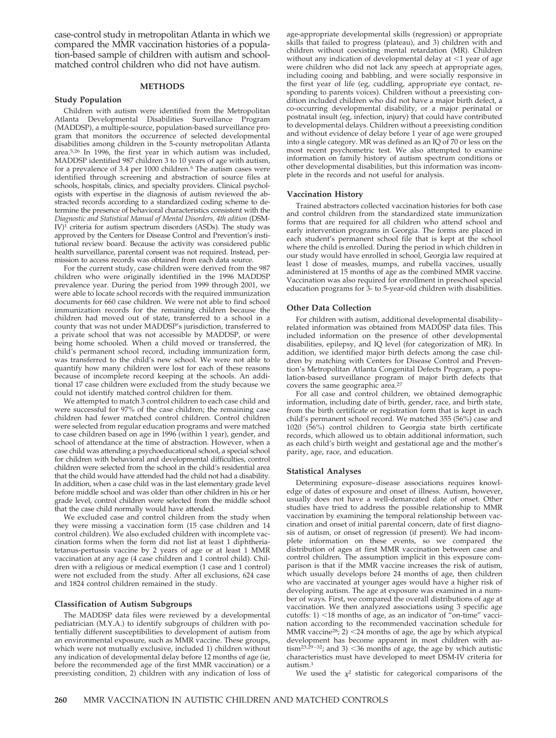case-control study in metropolitan Atlanta in which we compared the MMR vaccination histories of a population-based sample of children with autism and school-matched control children who did not have autism.

## METHODS

### Study Population

Children with autism were identified from the Metropolitan Atlanta Developmental Disabilities Surveillance Program (MADDSP), a multiple-source, population-based surveillance program that monitors the occurrence of selected developmental disabilities among children in the 5-county metropolitan Atlanta area.[5,26] In 1996, the first year in which autism was included, MADDSP identified 987 children 3 to 10 years of age with autism, for a prevalence of 3.4 per 1000 children.[5] The autism cases were identified through screening and abstraction of source files at schools, hospitals, clinics, and specialty providers. Clinical psychologists with expertise in the diagnosis of autism reviewed the abstracted records according to a standardized coding scheme to determine the presence of behavioral characteristics consistent with the *Diagnostic and Statistical Manual of Mental Disorders, 4th edition* (DSM-IV)[1] criteria for autism spectrum disorders (ASDs). The study was approved by the Centers for Disease Control and Prevention's institutional review board. Because the activity was considered public health surveillance, parental consent was not required. Instead, permission to access records was obtained from each data source.

For the current study, case children were derived from the 987 children who were originally identified in the 1996 MADDSP prevalence year. During the period from 1999 through 2001, we were able to locate school records with the required immunization documents for 660 case children. We were not able to find school immunization records for the remaining children because the children had moved out of state, transferred to a school in a county that was not under MADDSP's jurisdiction, transferred to a private school that was not accessible by MADDSP, or were being home schooled. When a child moved or transferred, the child's permanent school record, including immunization form, was transferred to the child's new school. We were not able to quantify how many children were lost for each of these reasons because of incomplete record keeping at the schools. An additional 17 case children were excluded from the study because we could not identify matched control children for them.

We attempted to match 3 control children to each case child and were successful for 97% of the case children; the remaining case children had fewer matched control children. Control children were selected from regular education programs and were matched to case children based on age in 1996 (within 1 year), gender, and school of attendance at the time of abstraction. However, when a case child was attending a psychoeducational school, a special school for children with behavioral and developmental difficulties, control children were selected from the school in the child's residential area that the child would have attended had the child not had a disability. In addition, when a case child was in the last elementary grade level before middle school and was older than other children in his or her grade level, control children were selected from the middle school that the case child normally would have attended.

We excluded case and control children from the study when they were missing a vaccination form (15 case children and 14 control children). We also excluded children with incomplete vaccination forms when the form did not list at least 1 diphtheria-tetanus-pertussis vaccine by 2 years of age or at least 1 MMR vaccination at any age (4 case children and 1 control child). Children with a religious or medical exemption (1 case and 1 control) were not excluded from the study. After all exclusions, 624 case and 1824 control children remained in the study.

### Classification of Autism Subgroups

The MADDSP data files were reviewed by a developmental pediatrician (M.Y.A.) to identify subgroups of children with potentially different susceptibilities to development of autism from an environmental exposure, such as MMR vaccine. These groups, which were not mutually exclusive, included 1) children without any indication of developmental delay before 12 months of age (ie, before the recommended age of the first MMR vaccination) or a preexisting condition, 2) children with any indication of loss of age-appropriate developmental skills (regression) or appropriate skills that failed to progress (plateau), and 3) children with and children without coexisting mental retardation (MR). Children without any indication of developmental delay at <1 year of age were children who did not lack any speech at appropriate ages, including cooing and babbling, and were socially responsive in the first year of life (eg, cuddling, appropriate eye contact, responding to parents voices). Children without a preexisting condition included children who did not have a major birth defect, a co-occurring developmental disability, or a major perinatal or postnatal insult (eg, infection, injury) that could have contributed to developmental delays. Children without a preexisting condition and without evidence of delay before 1 year of age were grouped into a single category. MR was defined as an IQ of 70 or less on the most recent psychometric test. We also attempted to examine information on family history of autism spectrum conditions or other developmental disabilities, but this information was incomplete in the records and not useful for analysis.

### Vaccination History

Trained abstractors collected vaccination histories for both case and control children from the standardized state immunization forms that are required for all children who attend school and early intervention programs in Georgia. The forms are placed in each student's permanent school file that is kept at the school where the child is enrolled. During the period in which children in our study would have enrolled in school, Georgia law required at least 1 dose of measles, mumps, and rubella vaccines, usually administered at 15 months of age as the combined MMR vaccine. Vaccination was also required for enrollment in preschool special education programs for 3- to 5-year-old children with disabilities.

### Other Data Collection

For children with autism, additional developmental disability–related information was obtained from MADDSP data files. This included information on the presence of other developmental disabilities, epilepsy, and IQ level (for categorization of MR). In addition, we identified major birth defects among the case children by matching with Centers for Disease Control and Prevention's Metropolitan Atlanta Congenital Defects Program, a population-based surveillance program of major birth defects that covers the same geographic area.[27]

For all case and control children, we obtained demographic information, including date of birth, gender, race, and birth state, from the birth certificate or registration form that is kept in each child's permanent school record. We matched 355 (56%) case and 1020 (56%) control children to Georgia state birth certificate records, which allowed us to obtain additional information, such as each child's birth weight and gestational age and the mother's parity, age, race, and education.

### Statistical Analyses

Determining exposure–disease associations requires knowledge of dates of exposure and onset of illness. Autism, however, usually does not have a well-demarcated date of onset. Other studies have tried to address the possible relationship to MMR vaccination by examining the temporal relationship between vaccination and onset of initial parental concern, date of first diagnosis of autism, or onset of regression (if present). We had incomplete information on these events, so we compared the distribution of ages at first MMR vaccination between case and control children. The assumption implicit in this exposure comparison is that if the MMR vaccine increases the risk of autism, which usually develops before 24 months of age, then children who are vaccinated at younger ages would have a higher risk of developing autism. The age at exposure was examined in a number of ways. First, we compared the overall distributions of age at vaccination. We then analyzed associations using 3 specific age cutoffs: 1) <18 months of age, as an indicator of "on-time" vaccination according to the recommended vaccination schedule for MMR vaccine[28]; 2) <24 months of age, the age by which atypical development has become apparent in most children with autism[23,29–32]; and 3) <36 months of age, the age by which autistic characteristics must have developed to meet DSM-IV criteria for autism.[1]

We used the $\chi^2$ statistic for categorical comparisons of the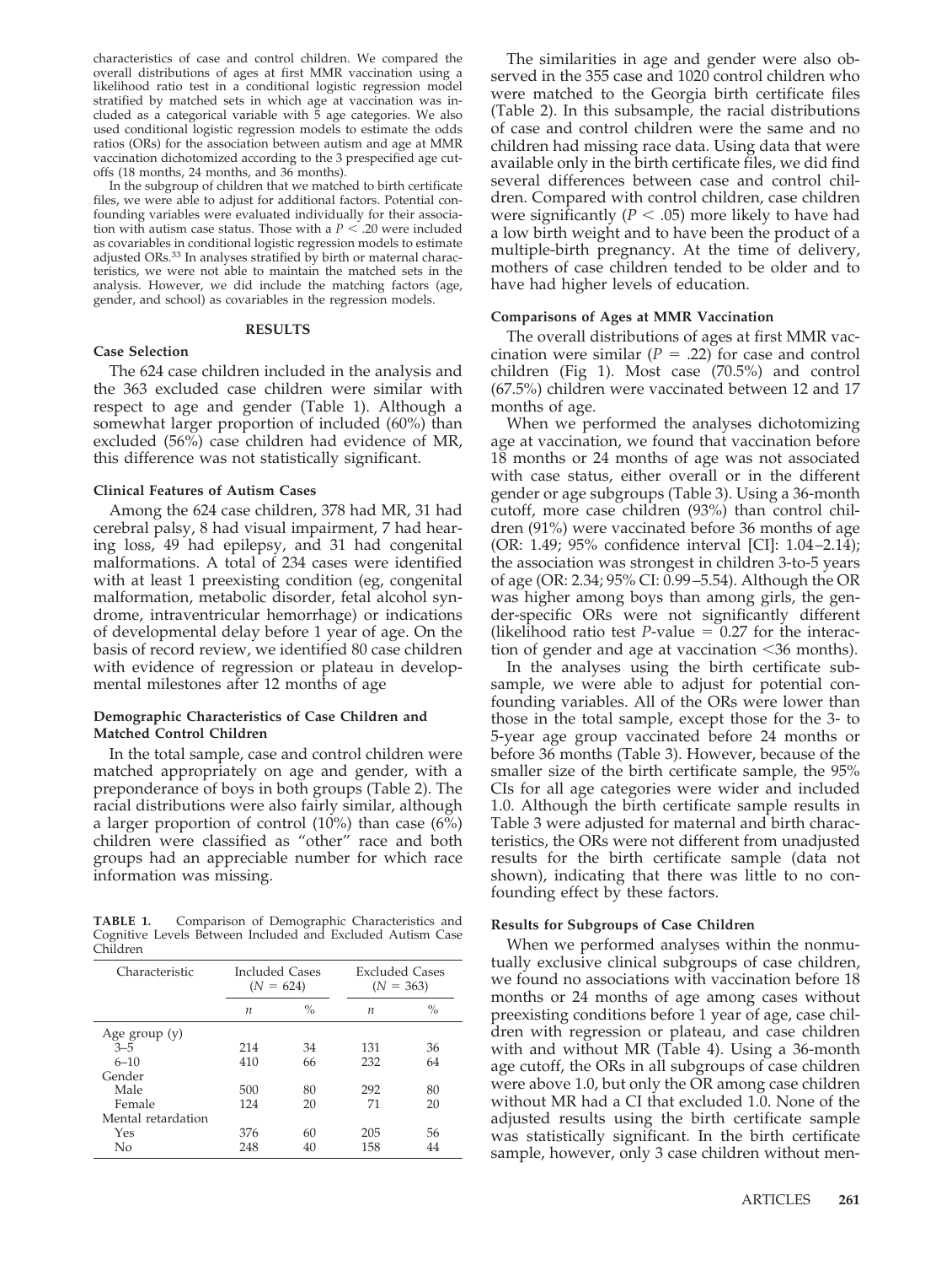characteristics of case and control children. We compared the overall distributions of ages at first MMR vaccination using a likelihood ratio test in a conditional logistic regression model stratified by matched sets in which age at vaccination was included as a categorical variable with 5 age categories. We also used conditional logistic regression models to estimate the odds ratios (ORs) for the association between autism and age at MMR vaccination dichotomized according to the 3 prespecified age cutoffs (18 months, 24 months, and 36 months).

In the subgroup of children that we matched to birth certificate files, we were able to adjust for additional factors. Potential confounding variables were evaluated individually for their association with autism case status. Those with a $P < .20$ were included as covariables in conditional logistic regression models to estimate adjusted ORs.[33] In analyses stratified by birth or maternal characteristics, we were not able to maintain the matched sets in the analysis. However, we did include the matching factors (age, gender, and school) as covariables in the regression models.

## RESULTS

### Case Selection

The 624 case children included in the analysis and the 363 excluded case children were similar with respect to age and gender (Table 1). Although a somewhat larger proportion of included (60%) than excluded (56%) case children had evidence of MR, this difference was not statistically significant.

### Clinical Features of Autism Cases

Among the 624 case children, 378 had MR, 31 had cerebral palsy, 8 had visual impairment, 7 had hearing loss, 49 had epilepsy, and 31 had congenital malformations. A total of 234 cases were identified with at least 1 preexisting condition (eg, congenital malformation, metabolic disorder, fetal alcohol syndrome, intraventricular hemorrhage) or indications of developmental delay before 1 year of age. On the basis of record review, we identified 80 case children with evidence of regression or plateau in developmental milestones after 12 months of age

### Demographic Characteristics of Case Children and Matched Control Children

In the total sample, case and control children were matched appropriately on age and gender, with a preponderance of boys in both groups (Table 2). The racial distributions were also fairly similar, although a larger proportion of control (10%) than case (6%) children were classified as "other" race and both groups had an appreciable number for which race information was missing.

**TABLE 1.** Comparison of Demographic Characteristics and Cognitive Levels Between Included and Excluded Autism Case Children

| Characteristic | Included Cases ($N$ = 624) | | Excluded Cases ($N$ = 363) | |
|---|---|---|---|---|
| | $n$ | % | $n$ | % |
| Age group (y) | | | | |
| 3–5 | 214 | 34 | 131 | 36 |
| 6–10 | 410 | 66 | 232 | 64 |
| Gender | | | | |
| Male | 500 | 80 | 292 | 80 |
| Female | 124 | 20 | 71 | 20 |
| Mental retardation | | | | |
| Yes | 376 | 60 | 205 | 56 |
| No | 248 | 40 | 158 | 44 |

The similarities in age and gender were also observed in the 355 case and 1020 control children who were matched to the Georgia birth certificate files (Table 2). In this subsample, the racial distributions of case and control children were the same and no children had missing race data. Using data that were available only in the birth certificate files, we did find several differences between case and control children. Compared with control children, case children were significantly ($P < .05$) more likely to have had a low birth weight and to have been the product of a multiple-birth pregnancy. At the time of delivery, mothers of case children tended to be older and to have had higher levels of education.

### Comparisons of Ages at MMR Vaccination

The overall distributions of ages at first MMR vaccination were similar ($P = .22$) for case and control children (Fig 1). Most case (70.5%) and control (67.5%) children were vaccinated between 12 and 17 months of age.

When we performed the analyses dichotomizing age at vaccination, we found that vaccination before 18 months or 24 months of age was not associated with case status, either overall or in the different gender or age subgroups (Table 3). Using a 36-month cutoff, more case children (93%) than control children (91%) were vaccinated before 36 months of age (OR: 1.49; 95% confidence interval [CI]: 1.04–2.14); the association was strongest in children 3-to-5 years of age (OR: 2.34; 95% CI: 0.99–5.54). Although the OR was higher among boys than among girls, the gender-specific ORs were not significantly different (likelihood ratio test $P$-value = 0.27 for the interaction of gender and age at vaccination <36 months).

In the analyses using the birth certificate subsample, we were able to adjust for potential confounding variables. All of the ORs were lower than those in the total sample, except those for the 3- to 5-year age group vaccinated before 24 months or before 36 months (Table 3). However, because of the smaller size of the birth certificate sample, the 95% CIs for all age categories were wider and included 1.0. Although the birth certificate sample results in Table 3 were adjusted for maternal and birth characteristics, the ORs were not different from unadjusted results for the birth certificate sample (data not shown), indicating that there was little to no confounding effect by these factors.

### Results for Subgroups of Case Children

When we performed analyses within the nonmutually exclusive clinical subgroups of case children, we found no associations with vaccination before 18 months or 24 months of age among cases without preexisting conditions before 1 year of age, case children with regression or plateau, and case children with and without MR (Table 4). Using a 36-month age cutoff, the ORs in all subgroups of case children were above 1.0, but only the OR among case children without MR had a CI that excluded 1.0. None of the adjusted results using the birth certificate sample was statistically significant. In the birth certificate sample, however, only 3 case children without men-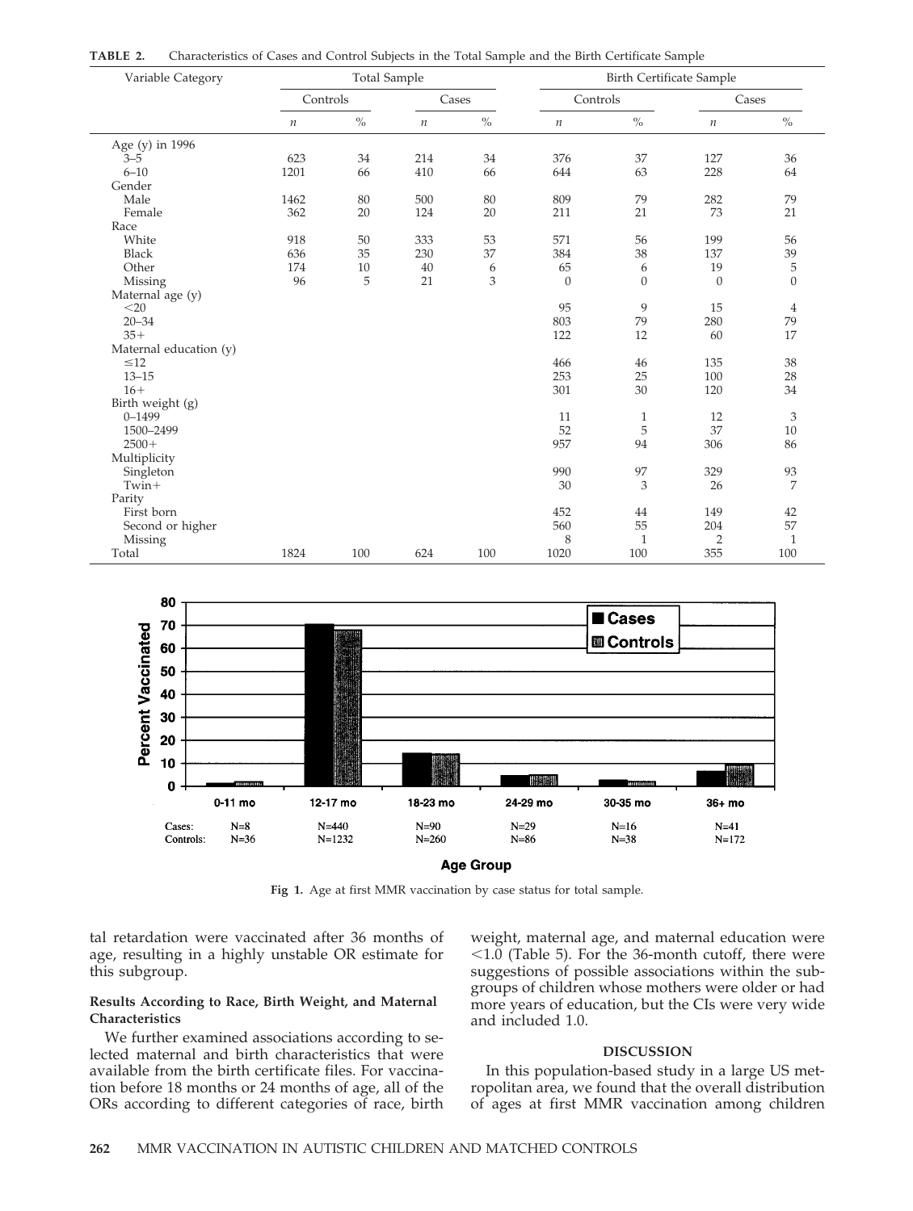**TABLE 2.** Characteristics of Cases and Control Subjects in the Total Sample and the Birth Certificate Sample

| Variable Category | Total Sample | | | | Birth Certificate Sample | | | |
|---|---|---|---|---|---|---|---|---|
| | Controls | | Cases | | Controls | | Cases | |
| | *n* | % | *n* | % | *n* | % | *n* | % |
| Age (y) in 1996 | | | | | | | | |
| 3–5 | 623 | 34 | 214 | 34 | 376 | 37 | 127 | 36 |
| 6–10 | 1201 | 66 | 410 | 66 | 644 | 63 | 228 | 64 |
| Gender | | | | | | | | |
| Male | 1462 | 80 | 500 | 80 | 809 | 79 | 282 | 79 |
| Female | 362 | 20 | 124 | 20 | 211 | 21 | 73 | 21 |
| Race | | | | | | | | |
| White | 918 | 50 | 333 | 53 | 571 | 56 | 199 | 56 |
| Black | 636 | 35 | 230 | 37 | 384 | 38 | 137 | 39 |
| Other | 174 | 10 | 40 | 6 | 65 | 6 | 19 | 5 |
| Missing | 96 | 5 | 21 | 3 | 0 | 0 | 0 | 0 |
| Maternal age (y) | | | | | | | | |
| <20 | | | | | 95 | 9 | 15 | 4 |
| 20–34 | | | | | 803 | 79 | 280 | 79 |
| 35+ | | | | | 122 | 12 | 60 | 17 |
| Maternal education (y) | | | | | | | | |
| ≤12 | | | | | 466 | 46 | 135 | 38 |
| 13–15 | | | | | 253 | 25 | 100 | 28 |
| 16+ | | | | | 301 | 30 | 120 | 34 |
| Birth weight (g) | | | | | | | | |
| 0–1499 | | | | | 11 | 1 | 12 | 3 |
| 1500–2499 | | | | | 52 | 5 | 37 | 10 |
| 2500+ | | | | | 957 | 94 | 306 | 86 |
| Multiplicity | | | | | | | | |
| Singleton | | | | | 990 | 97 | 329 | 93 |
| Twin+ | | | | | 30 | 3 | 26 | 7 |
| Parity | | | | | | | | |
| First born | | | | | 452 | 44 | 149 | 42 |
| Second or higher | | | | | 560 | 55 | 204 | 57 |
| Missing | | | | | 8 | 1 | 2 | 1 |
| Total | 1824 | 100 | 624 | 100 | 1020 | 100 | 355 | 100 |

| | 0-11 mo | 12-17 mo | 18-23 mo | 24-29 mo | 30-35 mo | 36+ mo |
|---|---|---|---|---|---|---|
| Cases: | N=8 | N=440 | N=90 | N=29 | N=16 | N=41 |
| Controls: | N=36 | N=1232 | N=260 | N=86 | N=38 | N=172 |

**Fig 1.** Age at first MMR vaccination by case status for total sample.

tal retardation were vaccinated after 36 months of age, resulting in a highly unstable OR estimate for this subgroup.

### Results According to Race, Birth Weight, and Maternal Characteristics

We further examined associations according to selected maternal and birth characteristics that were available from the birth certificate files. For vaccination before 18 months or 24 months of age, all of the ORs according to different categories of race, birth weight, maternal age, and maternal education were <1.0 (Table 5). For the 36-month cutoff, there were suggestions of possible associations within the subgroups of children whose mothers were older or had more years of education, but the CIs were very wide and included 1.0.

## DISCUSSION

In this population-based study in a large US metropolitan area, we found that the overall distribution of ages at first MMR vaccination among children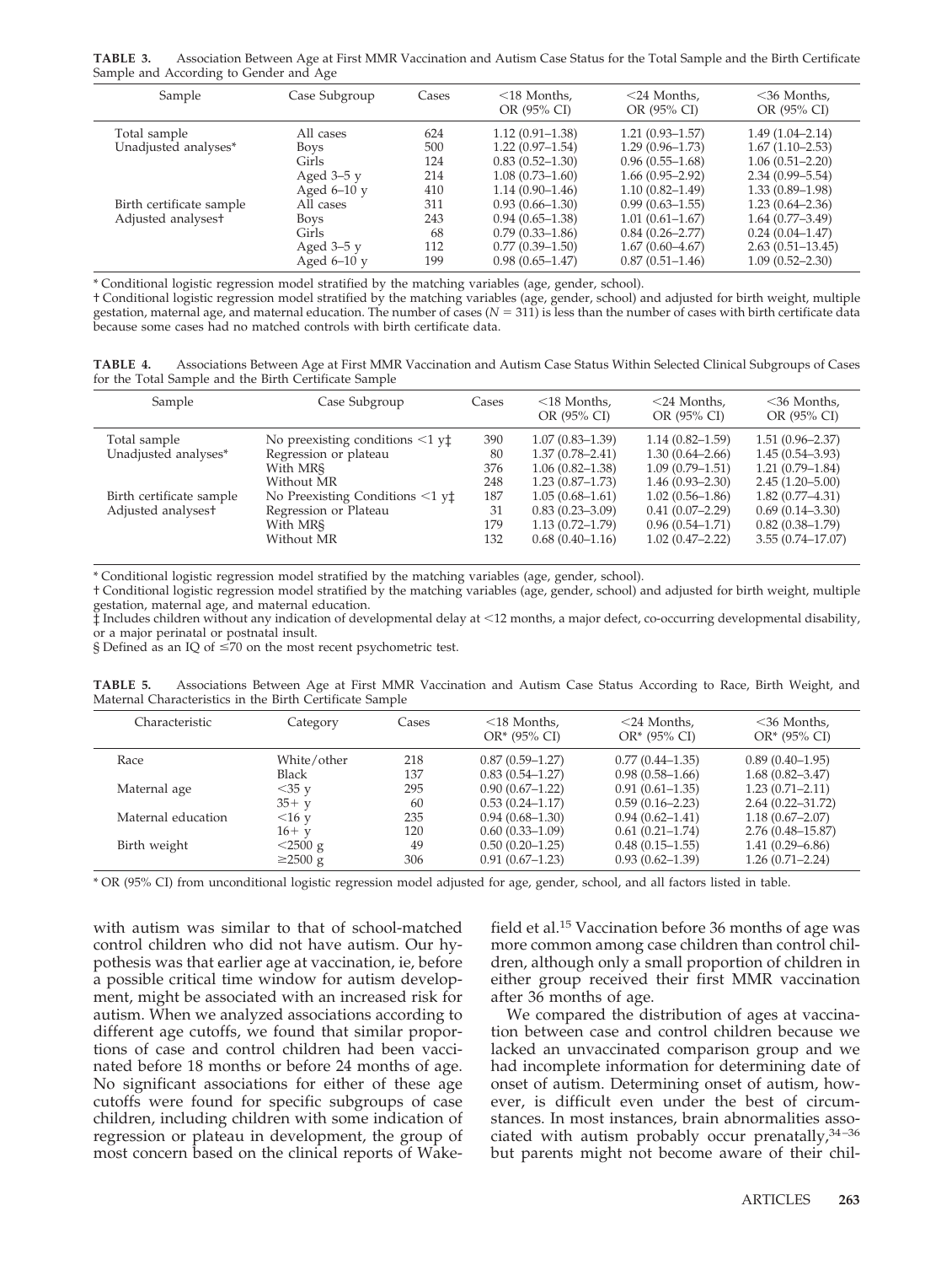**TABLE 3.** Association Between Age at First MMR Vaccination and Autism Case Status for the Total Sample and the Birth Certificate Sample and According to Gender and Age

| Sample | Case Subgroup | Cases | <18 Months, OR (95% CI) | <24 Months, OR (95% CI) | <36 Months, OR (95% CI) |
|---|---|---|---|---|---|
| Total sample | All cases | 624 | 1.12 (0.91–1.38) | 1.21 (0.93–1.57) | 1.49 (1.04–2.14) |
| Unadjusted analyses* | Boys | 500 | 1.22 (0.97–1.54) | 1.29 (0.96–1.73) | 1.67 (1.10–2.53) |
| | Girls | 124 | 0.83 (0.52–1.30) | 0.96 (0.55–1.68) | 1.06 (0.51–2.20) |
| | Aged 3–5 y | 214 | 1.08 (0.73–1.60) | 1.66 (0.95–2.92) | 2.34 (0.99–5.54) |
| | Aged 6–10 y | 410 | 1.14 (0.90–1.46) | 1.10 (0.82–1.49) | 1.33 (0.89–1.98) |
| Birth certificate sample | All cases | 311 | 0.93 (0.66–1.30) | 0.99 (0.63–1.55) | 1.23 (0.64–2.36) |
| Adjusted analyses† | Boys | 243 | 0.94 (0.65–1.38) | 1.01 (0.61–1.67) | 1.64 (0.77–3.49) |
| | Girls | 68 | 0.79 (0.33–1.86) | 0.84 (0.26–2.77) | 0.24 (0.04–1.47) |
| | Aged 3–5 y | 112 | 0.77 (0.39–1.50) | 1.67 (0.60–4.67) | 2.63 (0.51–13.45) |
| | Aged 6–10 y | 199 | 0.98 (0.65–1.47) | 0.87 (0.51–1.46) | 1.09 (0.52–2.30) |

\* Conditional logistic regression model stratified by the matching variables (age, gender, school).

† Conditional logistic regression model stratified by the matching variables (age, gender, school) and adjusted for birth weight, multiple gestation, maternal age, and maternal education. The number of cases ($N = 311$) is less than the number of cases with birth certificate data because some cases had no matched controls with birth certificate data.

**TABLE 4.** Associations Between Age at First MMR Vaccination and Autism Case Status Within Selected Clinical Subgroups of Cases for the Total Sample and the Birth Certificate Sample

| Sample | Case Subgroup | Cases | <18 Months, OR (95% CI) | <24 Months, OR (95% CI) | <36 Months, OR (95% CI) |
|---|---|---|---|---|---|
| Total sample | No preexisting conditions <1 y‡ | 390 | 1.07 (0.83–1.39) | 1.14 (0.82–1.59) | 1.51 (0.96–2.37) |
| Unadjusted analyses* | Regression or plateau | 80 | 1.37 (0.78–2.41) | 1.30 (0.64–2.66) | 1.45 (0.54–3.93) |
| | With MR§ | 376 | 1.06 (0.82–1.38) | 1.09 (0.79–1.51) | 1.21 (0.79–1.84) |
| | Without MR | 248 | 1.23 (0.87–1.73) | 1.46 (0.93–2.30) | 2.45 (1.20–5.00) |
| Birth certificate sample | No Preexisting Conditions <1 y‡ | 187 | 1.05 (0.68–1.61) | 1.02 (0.56–1.86) | 1.82 (0.77–4.31) |
| Adjusted analyses† | Regression or Plateau | 31 | 0.83 (0.23–3.09) | 0.41 (0.07–2.29) | 0.69 (0.14–3.30) |
| | With MR§ | 179 | 1.13 (0.72–1.79) | 0.96 (0.54–1.71) | 0.82 (0.38–1.79) |
| | Without MR | 132 | 0.68 (0.40–1.16) | 1.02 (0.47–2.22) | 3.55 (0.74–17.07) |

\* Conditional logistic regression model stratified by the matching variables (age, gender, school).

† Conditional logistic regression model stratified by the matching variables (age, gender, school) and adjusted for birth weight, multiple gestation, maternal age, and maternal education.

‡ Includes children without any indication of developmental delay at <12 months, a major defect, co-occurring developmental disability, or a major perinatal or postnatal insult.

§ Defined as an IQ of ≤70 on the most recent psychometric test.

**TABLE 5.** Associations Between Age at First MMR Vaccination and Autism Case Status According to Race, Birth Weight, and Maternal Characteristics in the Birth Certificate Sample

| Characteristic | Category | Cases | <18 Months, OR* (95% CI) | <24 Months, OR* (95% CI) | <36 Months, OR* (95% CI) |
|---|---|---|---|---|---|
| Race | White/other | 218 | 0.87 (0.59–1.27) | 0.77 (0.44–1.35) | 0.89 (0.40–1.95) |
| | Black | 137 | 0.83 (0.54–1.27) | 0.98 (0.58–1.66) | 1.68 (0.82–3.47) |
| Maternal age | <35 y | 295 | 0.90 (0.67–1.22) | 0.91 (0.61–1.35) | 1.23 (0.71–2.11) |
| | 35+ y | 60 | 0.53 (0.24–1.17) | 0.59 (0.16–2.23) | 2.64 (0.22–31.72) |
| Maternal education | <16 y | 235 | 0.94 (0.68–1.30) | 0.94 (0.62–1.41) | 1.18 (0.67–2.07) |
| | 16+ y | 120 | 0.60 (0.33–1.09) | 0.61 (0.21–1.74) | 2.76 (0.48–15.87) |
| Birth weight | <2500 g | 49 | 0.50 (0.20–1.25) | 0.48 (0.15–1.55) | 1.41 (0.29–6.86) |
| | ≥2500 g | 306 | 0.91 (0.67–1.23) | 0.93 (0.62–1.39) | 1.26 (0.71–2.24) |

\* OR (95% CI) from unconditional logistic regression model adjusted for age, gender, school, and all factors listed in table.

with autism was similar to that of school-matched control children who did not have autism. Our hypothesis was that earlier age at vaccination, ie, before a possible critical time window for autism development, might be associated with an increased risk for autism. When we analyzed associations according to different age cutoffs, we found that similar proportions of case and control children had been vaccinated before 18 months or before 24 months of age. No significant associations for either of these age cutoffs were found for specific subgroups of case children, including children with some indication of regression or plateau in development, the group of most concern based on the clinical reports of Wakefield et al.[15] Vaccination before 36 months of age was more common among case children than control children, although only a small proportion of children in either group received their first MMR vaccination after 36 months of age.

We compared the distribution of ages at vaccination between case and control children because we lacked an unvaccinated comparison group and we had incomplete information for determining date of onset of autism. Determining onset of autism, however, is difficult even under the best of circumstances. In most instances, brain abnormalities associated with autism probably occur prenatally,[34–36] but parents might not become aware of their chil-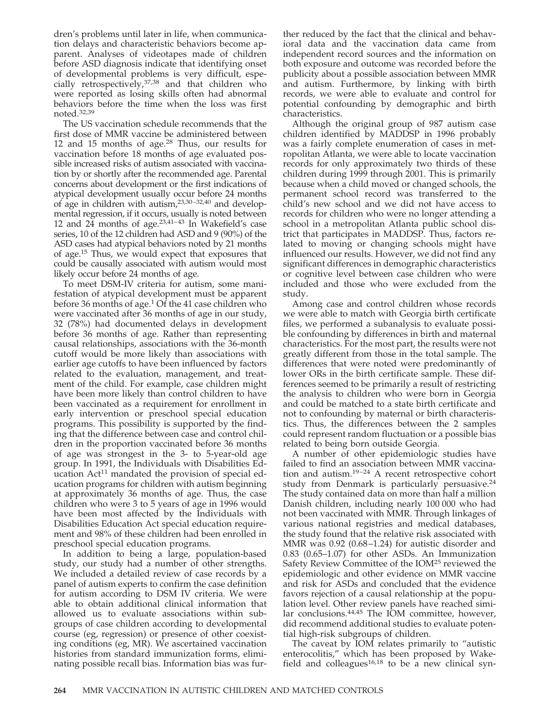dren's problems until later in life, when communication delays and characteristic behaviors become apparent. Analyses of videotapes made of children before ASD diagnosis indicate that identifying onset of developmental problems is very difficult, especially retrospectively,[37,38] and that children who were reported as losing skills often had abnormal behaviors before the time when the loss was first noted.[32,39]

The US vaccination schedule recommends that the first dose of MMR vaccine be administered between 12 and 15 months of age.[28] Thus, our results for vaccination before 18 months of age evaluated possible increased risks of autism associated with vaccination by or shortly after the recommended age. Parental concerns about development or the first indications of atypical development usually occur before 24 months of age in children with autism,[23,30–32,40] and developmental regression, if it occurs, usually is noted between 12 and 24 months of age.[23,41–43] In Wakefield's case series, 10 of the 12 children had ASD and 9 (90%) of the ASD cases had atypical behaviors noted by 21 months of age.[15] Thus, we would expect that exposures that could be causally associated with autism would most likely occur before 24 months of age.

To meet DSM-IV criteria for autism, some manifestation of atypical development must be apparent before 36 months of age.[1] Of the 41 case children who were vaccinated after 36 months of age in our study, 32 (78%) had documented delays in development before 36 months of age. Rather than representing causal relationships, associations with the 36-month cutoff would be more likely than associations with earlier age cutoffs to have been influenced by factors related to the evaluation, management, and treatment of the child. For example, case children might have been more likely than control children to have been vaccinated as a requirement for enrollment in early intervention or preschool special education programs. This possibility is supported by the finding that the difference between case and control children in the proportion vaccinated before 36 months of age was strongest in the 3- to 5-year-old age group. In 1991, the Individuals with Disabilities Education Act[11] mandated the provision of special education programs for children with autism beginning at approximately 36 months of age. Thus, the case children who were 3 to 5 years of age in 1996 would have been most affected by the Individuals with Disabilities Education Act special education requirement and 98% of these children had been enrolled in preschool special education programs.

In addition to being a large, population-based study, our study had a number of other strengths. We included a detailed review of case records by a panel of autism experts to confirm the case definition for autism according to DSM IV criteria. We were able to obtain additional clinical information that allowed us to evaluate associations within subgroups of case children according to developmental course (eg, regression) or presence of other coexisting conditions (eg, MR). We ascertained vaccination histories from standard immunization forms, eliminating possible recall bias. Information bias was further reduced by the fact that the clinical and behavioral data and the vaccination data came from independent record sources and the information on both exposure and outcome was recorded before the publicity about a possible association between MMR and autism. Furthermore, by linking with birth records, we were able to evaluate and control for potential confounding by demographic and birth characteristics.

Although the original group of 987 autism case children identified by MADDSP in 1996 probably was a fairly complete enumeration of cases in metropolitan Atlanta, we were able to locate vaccination records for only approximately two thirds of these children during 1999 through 2001. This is primarily because when a child moved or changed schools, the permanent school record was transferred to the child's new school and we did not have access to records for children who were no longer attending a school in a metropolitan Atlanta public school district that participates in MADDSP. Thus, factors related to moving or changing schools might have influenced our results. However, we did not find any significant differences in demographic characteristics or cognitive level between case children who were included and those who were excluded from the study.

Among case and control children whose records we were able to match with Georgia birth certificate files, we performed a subanalysis to evaluate possible confounding by differences in birth and maternal characteristics. For the most part, the results were not greatly different from those in the total sample. The differences that were noted were predominantly of lower ORs in the birth certificate sample. These differences seemed to be primarily a result of restricting the analysis to children who were born in Georgia and could be matched to a state birth certificate and not to confounding by maternal or birth characteristics. Thus, the differences between the 2 samples could represent random fluctuation or a possible bias related to being born outside Georgia.

A number of other epidemiologic studies have failed to find an association between MMR vaccination and autism.[19–24] A recent retrospective cohort study from Denmark is particularly persuasive.[24] The study contained data on more than half a million Danish children, including nearly 100 000 who had not been vaccinated with MMR. Through linkages of various national registries and medical databases, the study found that the relative risk associated with MMR was 0.92 (0.68–1.24) for autistic disorder and 0.83 (0.65–1.07) for other ASDs. An Immunization Safety Review Committee of the IOM[25] reviewed the epidemiologic and other evidence on MMR vaccine and risk for ASDs and concluded that the evidence favors rejection of a causal relationship at the population level. Other review panels have reached similar conclusions.[44,45] The IOM committee, however, did recommend additional studies to evaluate potential high-risk subgroups of children.

The caveat by IOM relates primarily to "autistic enterocolitis," which has been proposed by Wakefield and colleagues[16,18] to be a new clinical syn-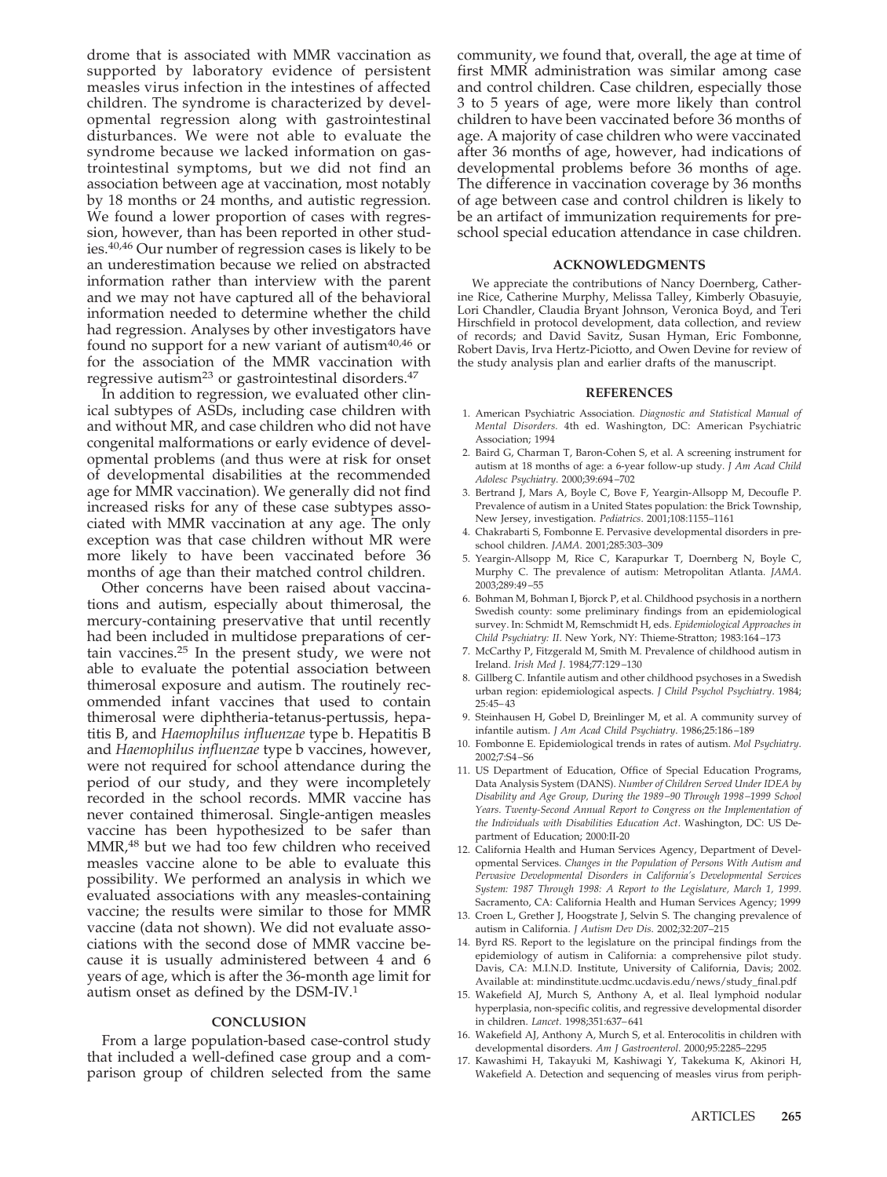drome that is associated with MMR vaccination as supported by laboratory evidence of persistent measles virus infection in the intestines of affected children. The syndrome is characterized by developmental regression along with gastrointestinal disturbances. We were not able to evaluate the syndrome because we lacked information on gastrointestinal symptoms, but we did not find an association between age at vaccination, most notably by 18 months or 24 months, and autistic regression. We found a lower proportion of cases with regression, however, than has been reported in other studies.[40,46] Our number of regression cases is likely to be an underestimation because we relied on abstracted information rather than interview with the parent and we may not have captured all of the behavioral information needed to determine whether the child had regression. Analyses by other investigators have found no support for a new variant of autism[40,46] or for the association of the MMR vaccination with regressive autism[23] or gastrointestinal disorders.[47]

In addition to regression, we evaluated other clinical subtypes of ASDs, including case children with and without MR, and case children who did not have congenital malformations or early evidence of developmental problems (and thus were at risk for onset of developmental disabilities at the recommended age for MMR vaccination). We generally did not find increased risks for any of these case subtypes associated with MMR vaccination at any age. The only exception was that case children without MR were more likely to have been vaccinated before 36 months of age than their matched control children.

Other concerns have been raised about vaccinations and autism, especially about thimerosal, the mercury-containing preservative that until recently had been included in multidose preparations of certain vaccines.[25] In the present study, we were not able to evaluate the potential association between thimerosal exposure and autism. The routinely recommended infant vaccines that used to contain thimerosal were diphtheria-tetanus-pertussis, hepatitis B, and *Haemophilus influenzae* type b. Hepatitis B and *Haemophilus influenzae* type b vaccines, however, were not required for school attendance during the period of our study, and they were incompletely recorded in the school records. MMR vaccine has never contained thimerosal. Single-antigen measles vaccine has been hypothesized to be safer than MMR,[48] but we had too few children who received measles vaccine alone to be able to evaluate this possibility. We performed an analysis in which we evaluated associations with any measles-containing vaccine; the results were similar to those for MMR vaccine (data not shown). We did not evaluate associations with the second dose of MMR vaccine because it is usually administered between 4 and 6 years of age, which is after the 36-month age limit for autism onset as defined by the DSM-IV.[1]

## CONCLUSION

From a large population-based case-control study that included a well-defined case group and a comparison group of children selected from the same community, we found that, overall, the age at time of first MMR administration was similar among case and control children. Case children, especially those 3 to 5 years of age, were more likely than control children to have been vaccinated before 36 months of age. A majority of case children who were vaccinated after 36 months of age, however, had indications of developmental problems before 36 months of age. The difference in vaccination coverage by 36 months of age between case and control children is likely to be an artifact of immunization requirements for preschool special education attendance in case children.

## ACKNOWLEDGMENTS

We appreciate the contributions of Nancy Doernberg, Catherine Rice, Catherine Murphy, Melissa Talley, Kimberly Obasuyie, Lori Chandler, Claudia Bryant Johnson, Veronica Boyd, and Teri Hirschfield in protocol development, data collection, and review of records; and David Savitz, Susan Hyman, Eric Fombonne, Robert Davis, Irva Hertz-Picciotto, and Owen Devine for review of the study analysis plan and earlier drafts of the manuscript.

## REFERENCES

1. American Psychiatric Association. *Diagnostic and Statistical Manual of Mental Disorders.* 4th ed. Washington, DC: American Psychiatric Association; 1994
2. Baird G, Charman T, Baron-Cohen S, et al. A screening instrument for autism at 18 months of age: a 6-year follow-up study. *J Am Acad Child Adolesc Psychiatry.* 2000;39:694–702
3. Bertrand J, Mars A, Boyle C, Bove F, Yeargin-Allsopp M, Decoufle P. Prevalence of autism in a United States population: the Brick Township, New Jersey, investigation. *Pediatrics.* 2001;108:1155–1161
4. Chakrabarti S, Fombonne E. Pervasive developmental disorders in preschool children. *JAMA.* 2001;285:303–309
5. Yeargin-Allsopp M, Rice C, Karapurkar T, Doernberg N, Boyle C, Murphy C. The prevalence of autism: Metropolitan Atlanta. *JAMA.* 2003;289:49–55
6. Bohman M, Bohman I, Bjorck P, et al. Childhood psychosis in a northern Swedish county: some preliminary findings from an epidemiological survey. In: Schmidt M, Remschmidt H, eds. *Epidemiological Approaches in Child Psychiatry: II.* New York, NY: Thieme-Stratton; 1983:164–173
7. McCarthy P, Fitzgerald M, Smith M. Prevalence of childhood autism in Ireland. *Irish Med J.* 1984;77:129–130
8. Gillberg C. Infantile autism and other childhood psychoses in a Swedish urban region: epidemiological aspects. *J Child Psychol Psychiatry.* 1984; 25:45–43
9. Steinhausen H, Gobel D, Breinlinger M, et al. A community survey of infantile autism. *J Am Acad Child Psychiatry.* 1986;25:186–189
10. Fombonne E. Epidemiological trends in rates of autism. *Mol Psychiatry.* 2002;7:S4–S6
11. US Department of Education, Office of Special Education Programs, Data Analysis System (DANS). *Number of Children Served Under IDEA by Disability and Age Group, During the 1989–90 Through 1998–1999 School Years. Twenty-Second Annual Report to Congress on the Implementation of the Individuals with Disabilities Education Act.* Washington, DC: US Department of Education; 2000:II-20
12. California Health and Human Services Agency, Department of Developmental Services. *Changes in the Population of Persons With Autism and Pervasive Developmental Disorders in California's Developmental Services System: 1987 Through 1998: A Report to the Legislature, March 1, 1999.* Sacramento, CA: California Health and Human Services Agency; 1999
13. Croen L, Grether J, Hoogstrate J, Selvin S. The changing prevalence of autism in California. *J Autism Dev Dis.* 2002;32:207–215
14. Byrd RS. Report to the legislature on the principal findings from the epidemiology of autism in California: a comprehensive pilot study. Davis, CA: M.I.N.D. Institute, University of California, Davis; 2002. Available at: mindinstitute.ucdmc.ucdavis.edu/news/study_final.pdf
15. Wakefield AJ, Murch S, Anthony A, et al. Ileal lymphoid nodular hyperplasia, non-specific colitis, and regressive developmental disorder in children. *Lancet.* 1998;351:637–641
16. Wakefield AJ, Anthony A, Murch S, et al. Enterocolitis in children with developmental disorders. *Am J Gastroenterol.* 2000;95:2285–2295
17. Kawashimi H, Takayuki M, Kashiwagi Y, Takekuma K, Akinori H, Wakefield A. Detection and sequencing of measles virus from periph-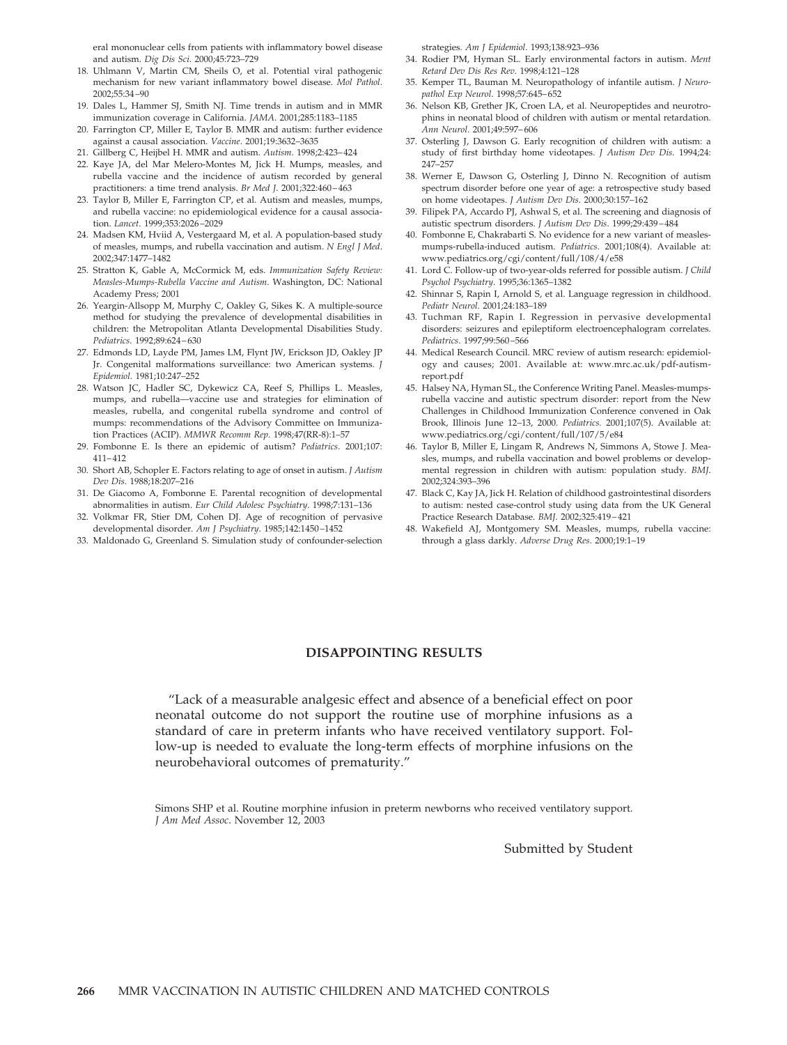eral mononuclear cells from patients with inflammatory bowel disease and autism. *Dig Dis Sci*. 2000;45:723–729

18. Uhlmann V, Martin CM, Sheils O, et al. Potential viral pathogenic mechanism for new variant inflammatory bowel disease. *Mol Pathol*. 2002;55:34–90
19. Dales L, Hammer SJ, Smith NJ. Time trends in autism and in MMR immunization coverage in California. *JAMA*. 2001;285:1183–1185
20. Farrington CP, Miller E, Taylor B. MMR and autism: further evidence against a causal association. *Vaccine*. 2001;19:3632–3635
21. Gillberg C, Heijbel H. MMR and autism. *Autism*. 1998;2:423–424
22. Kaye JA, del Mar Melero-Montes M, Jick H. Mumps, measles, and rubella vaccine and the incidence of autism recorded by general practitioners: a time trend analysis. *Br Med J*. 2001;322:460–463
23. Taylor B, Miller E, Farrington CP, et al. Autism and measles, mumps, and rubella vaccine: no epidemiological evidence for a causal association. *Lancet*. 1999;353:2026–2029
24. Madsen KM, Hviid A, Vestergaard M, et al. A population-based study of measles, mumps, and rubella vaccination and autism. *N Engl J Med*. 2002;347:1477–1482
25. Stratton K, Gable A, McCormick M, eds. *Immunization Safety Review: Measles-Mumps-Rubella Vaccine and Autism*. Washington, DC: National Academy Press; 2001
26. Yeargin-Allsopp M, Murphy C, Oakley G, Sikes K. A multiple-source method for studying the prevalence of developmental disabilities in children: the Metropolitan Atlanta Developmental Disabilities Study. *Pediatrics*. 1992;89:624–630
27. Edmonds LD, Layde PM, James LM, Flynt JW, Erickson JD, Oakley JP Jr. Congenital malformations surveillance: two American systems. *J Epidemiol*. 1981;10:247–252
28. Watson JC, Hadler SC, Dykewicz CA, Reef S, Phillips L. Measles, mumps, and rubella—vaccine use and strategies for elimination of measles, rubella, and congenital rubella syndrome and control of mumps: recommendations of the Advisory Committee on Immunization Practices (ACIP). *MMWR Recomm Rep*. 1998;47(RR-8):1–57
29. Fombonne E. Is there an epidemic of autism? *Pediatrics*. 2001;107: 411–412
30. Short AB, Schopler E. Factors relating to age of onset in autism. *J Autism Dev Dis*. 1988;18:207–216
31. De Giacomo A, Fombonne E. Parental recognition of developmental abnormalities in autism. *Eur Child Adolesc Psychiatry*. 1998;7:131–136
32. Volkmar FR, Stier DM, Cohen DJ. Age of recognition of pervasive developmental disorder. *Am J Psychiatry*. 1985;142:1450–1452
33. Maldonado G, Greenland S. Simulation study of confounder-selection strategies. *Am J Epidemiol*. 1993;138:923–936
34. Rodier PM, Hyman SL. Early environmental factors in autism. *Ment Retard Dev Dis Res Rev*. 1998;4:121–128
35. Kemper TL, Bauman M. Neuropathology of infantile autism. *J Neuropathol Exp Neurol*. 1998;57:645–652
36. Nelson KB, Grether JK, Croen LA, et al. Neuropeptides and neurotrophins in neonatal blood of children with autism or mental retardation. *Ann Neurol*. 2001;49:597–606
37. Osterling J, Dawson G. Early recognition of children with autism: a study of first birthday home videotapes. *J Autism Dev Dis*. 1994;24: 247–257
38. Werner E, Dawson G, Osterling J, Dinno N. Recognition of autism spectrum disorder before one year of age: a retrospective study based on home videotapes. *J Autism Dev Dis*. 2000;30:157–162
39. Filipek PA, Accardo PJ, Ashwal S, et al. The screening and diagnosis of autistic spectrum disorders. *J Autism Dev Dis*. 1999;29:439–484
40. Fombonne E, Chakrabarti S. No evidence for a new variant of measles-mumps-rubella-induced autism. *Pediatrics*. 2001;108(4). Available at: www.pediatrics.org/cgi/content/full/108/4/e58
41. Lord C. Follow-up of two-year-olds referred for possible autism. *J Child Psychol Psychiatry*. 1995;36:1365–1382
42. Shinnar S, Rapin I, Arnold S, et al. Language regression in childhood. *Pediatr Neurol*. 2001;24:183–189
43. Tuchman RF, Rapin I. Regression in pervasive developmental disorders: seizures and epileptiform electroencephalogram correlates. *Pediatrics*. 1997;99:560–566
44. Medical Research Council. MRC review of autism research: epidemiology and causes; 2001. Available at: www.mrc.ac.uk/pdf-autism-report.pdf
45. Halsey NA, Hyman SL, the Conference Writing Panel. Measles-mumps-rubella vaccine and autistic spectrum disorder: report from the New Challenges in Childhood Immunization Conference convened in Oak Brook, Illinois June 12–13, 2000. *Pediatrics*. 2001;107(5). Available at: www.pediatrics.org/cgi/content/full/107/5/e84
46. Taylor B, Miller E, Lingam R, Andrews N, Simmons A, Stowe J. Measles, mumps, and rubella vaccination and bowel problems or developmental regression in children with autism: population study. *BMJ*. 2002;324:393–396
47. Black C, Kay JA, Jick H. Relation of childhood gastrointestinal disorders to autism: nested case-control study using data from the UK General Practice Research Database. *BMJ*. 2002;325:419–421
48. Wakefield AJ, Montgomery SM. Measles, mumps, rubella vaccine: through a glass darkly. *Adverse Drug Res*. 2000;19:1–19

## DISAPPOINTING RESULTS

"Lack of a measurable analgesic effect and absence of a beneficial effect on poor neonatal outcome do not support the routine use of morphine infusions as a standard of care in preterm infants who have received ventilatory support. Follow-up is needed to evaluate the long-term effects of morphine infusions on the neurobehavioral outcomes of prematurity."

Simons SHP et al. Routine morphine infusion in preterm newborns who received ventilatory support. *J Am Med Assoc*. November 12, 2003

Submitted by Student